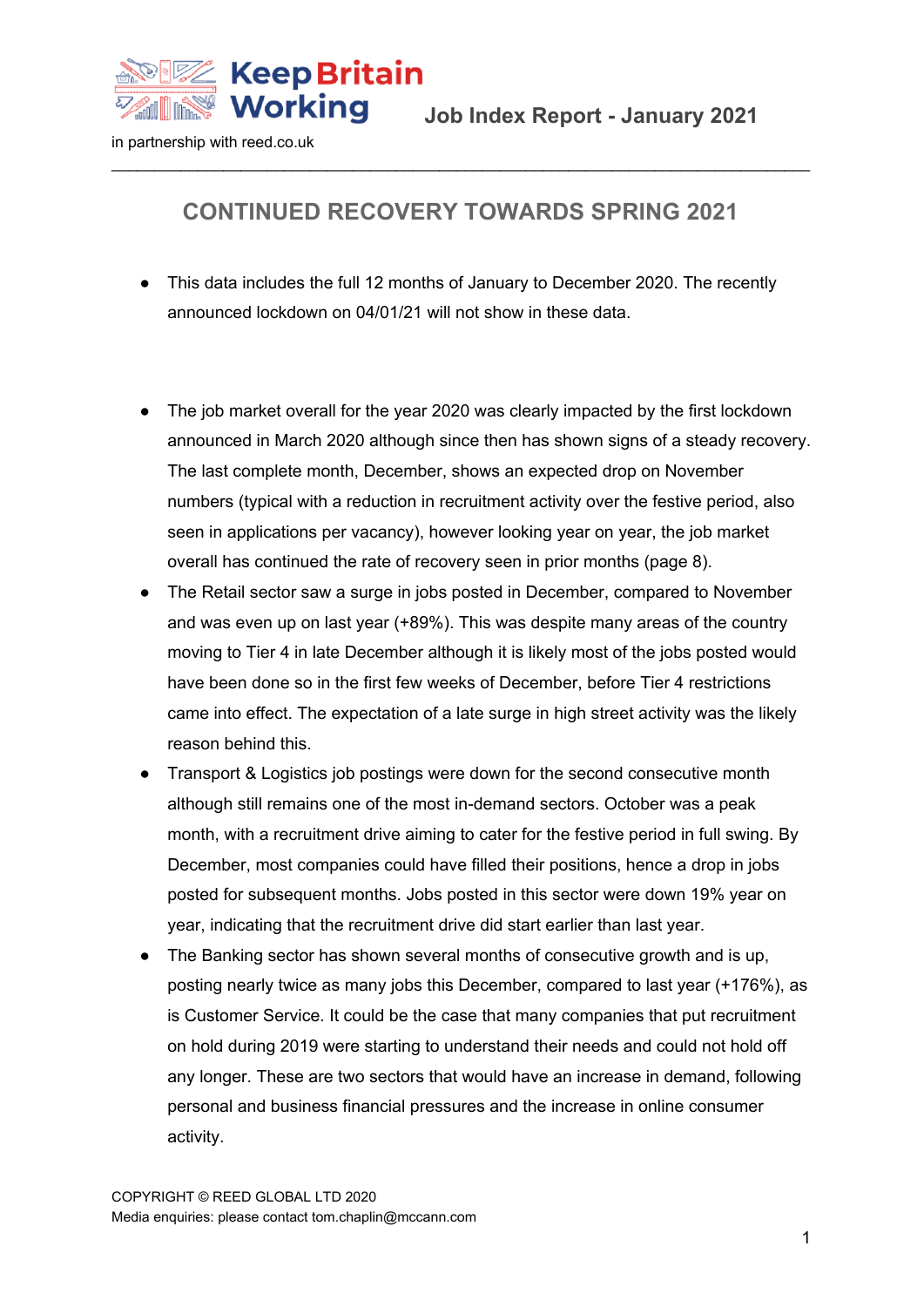Keep Britain Working

in partnership with reed.co.uk

**Job Index Report - January 2021**

# CONTINUED RECOVERY TOWARDS SPRING 2021

- This data includes the full 12 months of January to December 2020. The recently announced lockdown on 04/01/21 will not show in these data.

- The job market overall for the year 2020 was clearly impacted by the first lockdown announced in March 2020 although since then has shown signs of a steady recovery. The last complete month, December, shows an expected drop on November numbers (typical with a reduction in recruitment activity over the festive period, also seen in applications per vacancy), however looking year on year, the job market overall has continued the rate of recovery seen in prior months (page 8).
- The Retail sector saw a surge in jobs posted in December, compared to November and was even up on last year (+89%). This was despite many areas of the country moving to Tier 4 in late December although it is likely most of the jobs posted would have been done so in the first few weeks of December, before Tier 4 restrictions came into effect. The expectation of a late surge in high street activity was the likely reason behind this.
- Transport & Logistics job postings were down for the second consecutive month although still remains one of the most in-demand sectors. October was a peak month, with a recruitment drive aiming to cater for the festive period in full swing. By December, most companies could have filled their positions, hence a drop in jobs posted for subsequent months. Jobs posted in this sector were down 19% year on year, indicating that the recruitment drive did start earlier than last year.
- The Banking sector has shown several months of consecutive growth and is up, posting nearly twice as many jobs this December, compared to last year (+176%), as is Customer Service. It could be the case that many companies that put recruitment on hold during 2019 were starting to understand their needs and could not hold off any longer. These are two sectors that would have an increase in demand, following personal and business financial pressures and the increase in online consumer activity.

COPYRIGHT © REED GLOBAL LTD 2020
Media enquiries: please contact tom.chaplin@mccann.com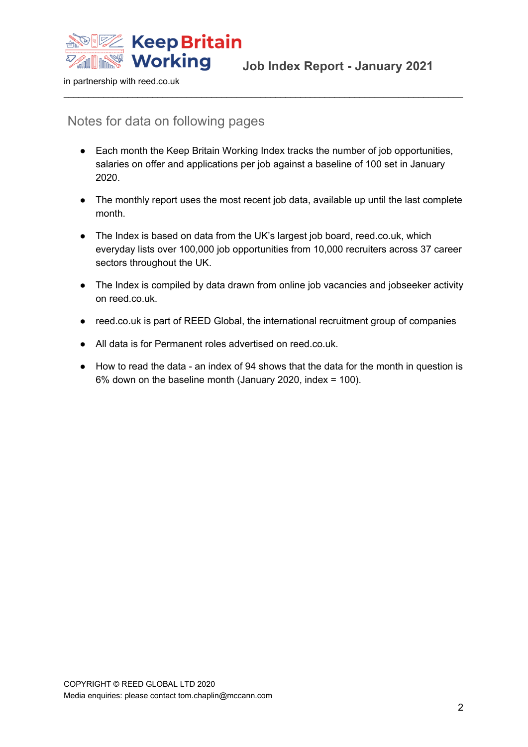## Notes for data on following pages

- Each month the Keep Britain Working Index tracks the number of job opportunities, salaries on offer and applications per job against a baseline of 100 set in January 2020.
- The monthly report uses the most recent job data, available up until the last complete month.
- The Index is based on data from the UK's largest job board, reed.co.uk, which everyday lists over 100,000 job opportunities from 10,000 recruiters across 37 career sectors throughout the UK.
- The Index is compiled by data drawn from online job vacancies and jobseeker activity on reed.co.uk.
- reed.co.uk is part of REED Global, the international recruitment group of companies
- All data is for Permanent roles advertised on reed.co.uk.
- How to read the data - an index of 94 shows that the data for the month in question is 6% down on the baseline month (January 2020, index = 100).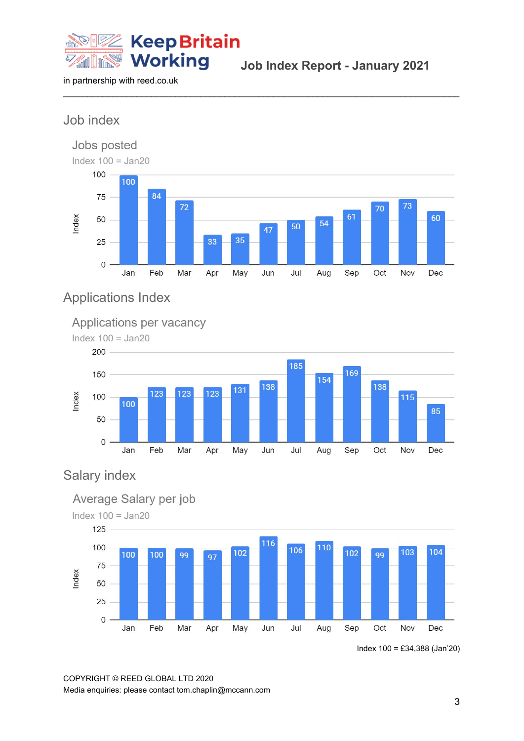Keep Britain Working

in partnership with reed.co.uk

Job Index Report - January 2021

## Job index

### Jobs posted

Index 100 = Jan20

| Month | Index |
|---|---|
| Jan | 100 |
| Feb | 84 |
| Mar | 72 |
| Apr | 33 |
| May | 35 |
| Jun | 47 |
| Jul | 50 |
| Aug | 54 |
| Sep | 61 |
| Oct | 70 |
| Nov | 73 |
| Dec | 60 |

## Applications Index

### Applications per vacancy

Index 100 = Jan20

| Month | Index |
|---|---|
| Jan | 100 |
| Feb | 123 |
| Mar | 123 |
| Apr | 123 |
| May | 131 |
| Jun | 138 |
| Jul | 185 |
| Aug | 154 |
| Sep | 169 |
| Oct | 138 |
| Nov | 115 |
| Dec | 85 |

## Salary index

### Average Salary per job

Index 100 = Jan20

| Month | Index |
|---|---|
| Jan | 100 |
| Feb | 100 |
| Mar | 99 |
| Apr | 97 |
| May | 102 |
| Jun | 116 |
| Jul | 106 |
| Aug | 110 |
| Sep | 102 |
| Oct | 99 |
| Nov | 103 |
| Dec | 104 |

Index 100 = £34,388 (Jan'20)

COPYRIGHT © REED GLOBAL LTD 2020
Media enquiries: please contact tom.chaplin@mccann.com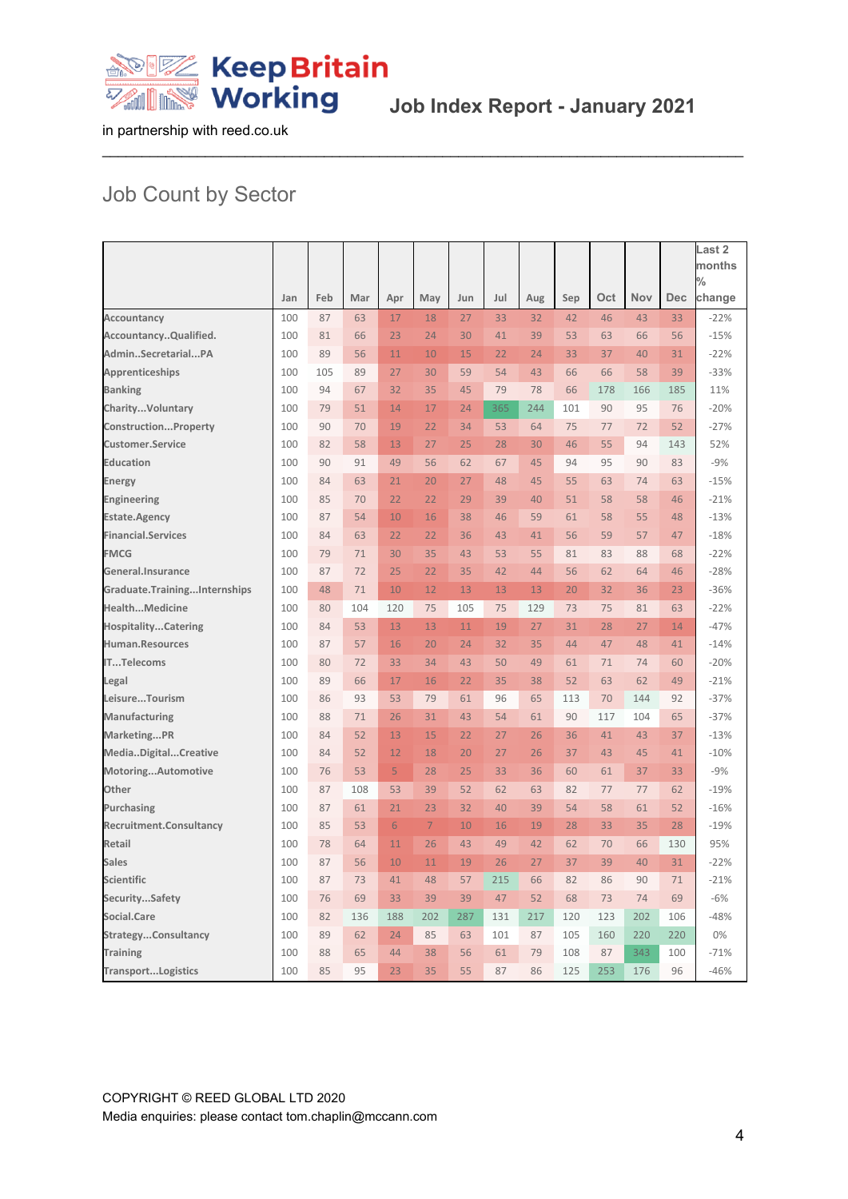**Keep Britain Working**

in partnership with reed.co.uk

**Job Index Report - January 2021**

## Job Count by Sector

| | Jan | Feb | Mar | Apr | May | Jun | Jul | Aug | Sep | Oct | Nov | Dec | Last 2 months % change |
|---|---|---|---|---|---|---|---|---|---|---|---|---|---|
| Accountancy | 100 | 87 | 63 | 17 | 18 | 27 | 33 | 32 | 42 | 46 | 43 | 33 | -22% |
| Accountancy..Qualified. | 100 | 81 | 66 | 23 | 24 | 30 | 41 | 39 | 53 | 63 | 66 | 56 | -15% |
| Admin..Secretarial...PA | 100 | 89 | 56 | 11 | 10 | 15 | 22 | 24 | 33 | 37 | 40 | 31 | -22% |
| Apprenticeships | 100 | 105 | 89 | 27 | 30 | 59 | 54 | 43 | 66 | 66 | 58 | 39 | -33% |
| Banking | 100 | 94 | 67 | 32 | 35 | 45 | 79 | 78 | 66 | 178 | 166 | 185 | 11% |
| Charity...Voluntary | 100 | 79 | 51 | 14 | 17 | 24 | 365 | 244 | 101 | 90 | 95 | 76 | -20% |
| Construction...Property | 100 | 90 | 70 | 19 | 22 | 34 | 53 | 64 | 75 | 77 | 72 | 52 | -27% |
| Customer.Service | 100 | 82 | 58 | 13 | 27 | 25 | 28 | 30 | 46 | 55 | 94 | 143 | 52% |
| Education | 100 | 90 | 91 | 49 | 56 | 62 | 67 | 45 | 94 | 95 | 90 | 83 | -9% |
| Energy | 100 | 84 | 63 | 21 | 20 | 27 | 48 | 45 | 55 | 63 | 74 | 63 | -15% |
| Engineering | 100 | 85 | 70 | 22 | 22 | 29 | 39 | 40 | 51 | 58 | 58 | 46 | -21% |
| Estate.Agency | 100 | 87 | 54 | 10 | 16 | 38 | 46 | 59 | 61 | 58 | 55 | 48 | -13% |
| Financial.Services | 100 | 84 | 63 | 22 | 22 | 36 | 43 | 41 | 56 | 59 | 57 | 47 | -18% |
| FMCG | 100 | 79 | 71 | 30 | 35 | 43 | 53 | 55 | 81 | 83 | 88 | 68 | -22% |
| General.Insurance | 100 | 87 | 72 | 25 | 22 | 35 | 42 | 44 | 56 | 62 | 64 | 46 | -28% |
| Graduate.Training...Internships | 100 | 48 | 71 | 10 | 12 | 13 | 13 | 13 | 20 | 32 | 36 | 23 | -36% |
| Health...Medicine | 100 | 80 | 104 | 120 | 75 | 105 | 75 | 129 | 73 | 75 | 81 | 63 | -22% |
| Hospitality...Catering | 100 | 84 | 53 | 13 | 13 | 11 | 19 | 27 | 31 | 28 | 27 | 14 | -47% |
| Human.Resources | 100 | 87 | 57 | 16 | 20 | 24 | 32 | 35 | 44 | 47 | 48 | 41 | -14% |
| IT...Telecoms | 100 | 80 | 72 | 33 | 34 | 43 | 50 | 49 | 61 | 71 | 74 | 60 | -20% |
| Legal | 100 | 89 | 66 | 17 | 16 | 22 | 35 | 38 | 52 | 63 | 62 | 49 | -21% |
| Leisure...Tourism | 100 | 86 | 93 | 53 | 79 | 61 | 96 | 65 | 113 | 70 | 144 | 92 | -37% |
| Manufacturing | 100 | 88 | 71 | 26 | 31 | 43 | 54 | 61 | 90 | 117 | 104 | 65 | -37% |
| Marketing...PR | 100 | 84 | 52 | 13 | 15 | 22 | 27 | 26 | 36 | 41 | 43 | 37 | -13% |
| Media..Digital...Creative | 100 | 84 | 52 | 12 | 18 | 20 | 27 | 26 | 37 | 43 | 45 | 41 | -10% |
| Motoring...Automotive | 100 | 76 | 53 | 5 | 28 | 25 | 33 | 36 | 60 | 61 | 37 | 33 | -9% |
| Other | 100 | 87 | 108 | 53 | 39 | 52 | 62 | 63 | 82 | 77 | 77 | 62 | -19% |
| Purchasing | 100 | 87 | 61 | 21 | 23 | 32 | 40 | 39 | 54 | 58 | 61 | 52 | -16% |
| Recruitment.Consultancy | 100 | 85 | 53 | 6 | 7 | 10 | 16 | 19 | 28 | 33 | 35 | 28 | -19% |
| Retail | 100 | 78 | 64 | 11 | 26 | 43 | 49 | 42 | 62 | 70 | 66 | 130 | 95% |
| Sales | 100 | 87 | 56 | 10 | 11 | 19 | 26 | 27 | 37 | 39 | 40 | 31 | -22% |
| Scientific | 100 | 87 | 73 | 41 | 48 | 57 | 215 | 66 | 82 | 86 | 90 | 71 | -21% |
| Security...Safety | 100 | 76 | 69 | 33 | 39 | 39 | 47 | 52 | 68 | 73 | 74 | 69 | -6% |
| Social.Care | 100 | 82 | 136 | 188 | 202 | 287 | 131 | 217 | 120 | 123 | 202 | 106 | -48% |
| Strategy...Consultancy | 100 | 89 | 62 | 24 | 85 | 63 | 101 | 87 | 105 | 160 | 220 | 220 | 0% |
| Training | 100 | 88 | 65 | 44 | 38 | 56 | 61 | 79 | 108 | 87 | 343 | 100 | -71% |
| Transport...Logistics | 100 | 85 | 95 | 23 | 35 | 55 | 87 | 86 | 125 | 253 | 176 | 96 | -46% |

COPYRIGHT © REED GLOBAL LTD 2020
Media enquiries: please contact tom.chaplin@mccann.com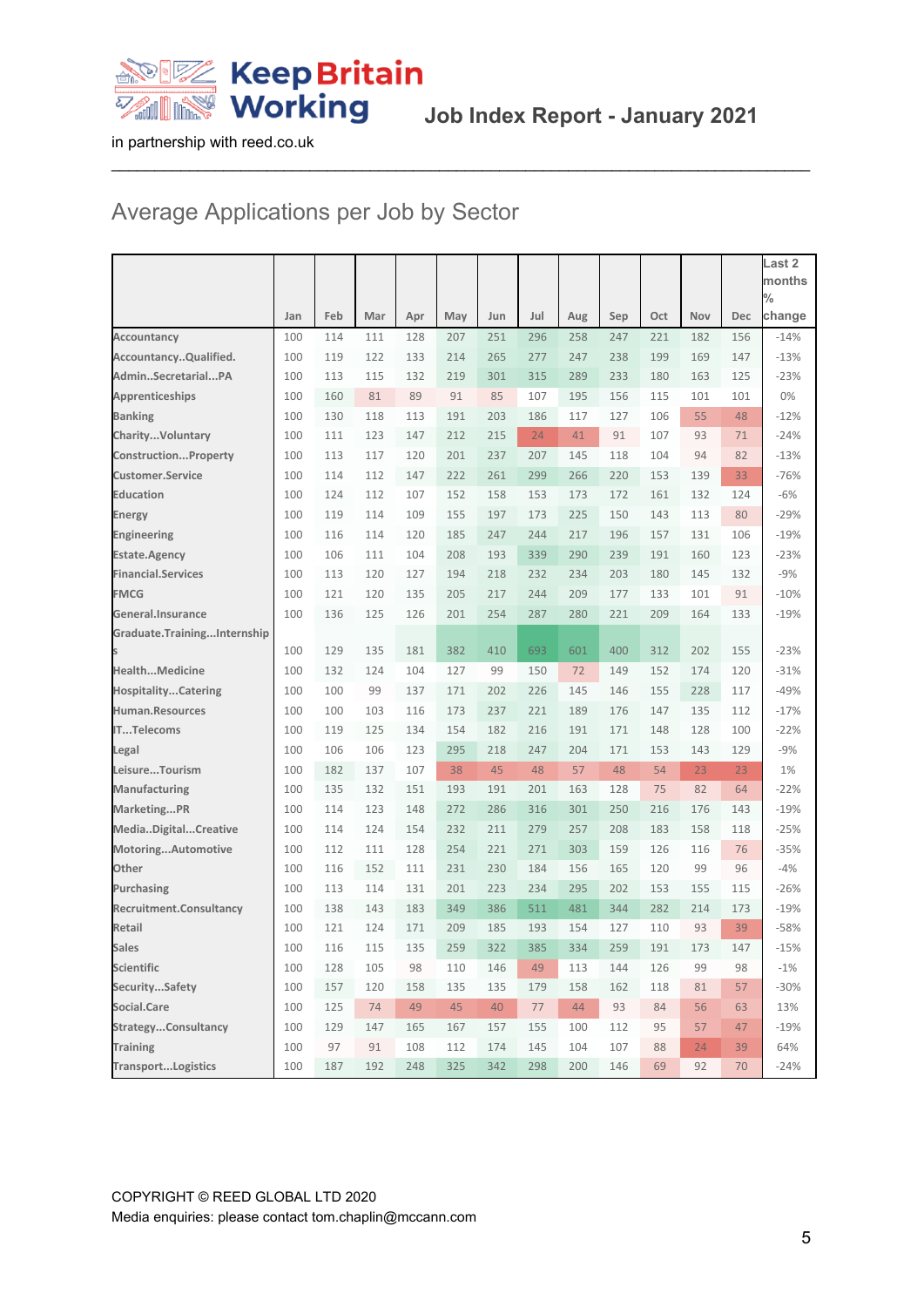Keep Britain Working

in partnership with reed.co.uk

Job Index Report - January 2021

## Average Applications per Job by Sector

| | Jan | Feb | Mar | Apr | May | Jun | Jul | Aug | Sep | Oct | Nov | Dec | Last 2 months % change |
|---|---|---|---|---|---|---|---|---|---|---|---|---|---|
| Accountancy | 100 | 114 | 111 | 128 | 207 | 251 | 296 | 258 | 247 | 221 | 182 | 156 | -14% |
| Accountancy..Qualified. | 100 | 119 | 122 | 133 | 214 | 265 | 277 | 247 | 238 | 199 | 169 | 147 | -13% |
| Admin..Secretarial...PA | 100 | 113 | 115 | 132 | 219 | 301 | 315 | 289 | 233 | 180 | 163 | 125 | -23% |
| Apprenticeships | 100 | 160 | 81 | 89 | 91 | 85 | 107 | 195 | 156 | 115 | 101 | 101 | 0% |
| Banking | 100 | 130 | 118 | 113 | 191 | 203 | 186 | 117 | 127 | 106 | 55 | 48 | -12% |
| Charity...Voluntary | 100 | 111 | 123 | 147 | 212 | 215 | 24 | 41 | 91 | 107 | 93 | 71 | -24% |
| Construction...Property | 100 | 113 | 117 | 120 | 201 | 237 | 207 | 145 | 118 | 104 | 94 | 82 | -13% |
| Customer.Service | 100 | 114 | 112 | 147 | 222 | 261 | 299 | 266 | 220 | 153 | 139 | 33 | -76% |
| Education | 100 | 124 | 112 | 107 | 152 | 158 | 153 | 173 | 172 | 161 | 132 | 124 | -6% |
| Energy | 100 | 119 | 114 | 109 | 155 | 197 | 173 | 225 | 150 | 143 | 113 | 80 | -29% |
| Engineering | 100 | 116 | 114 | 120 | 185 | 247 | 244 | 217 | 196 | 157 | 131 | 106 | -19% |
| Estate.Agency | 100 | 106 | 111 | 104 | 208 | 193 | 339 | 290 | 239 | 191 | 160 | 123 | -23% |
| Financial.Services | 100 | 113 | 120 | 127 | 194 | 218 | 232 | 234 | 203 | 180 | 145 | 132 | -9% |
| FMCG | 100 | 121 | 120 | 135 | 205 | 217 | 244 | 209 | 177 | 133 | 101 | 91 | -10% |
| General.Insurance | 100 | 136 | 125 | 126 | 201 | 254 | 287 | 280 | 221 | 209 | 164 | 133 | -19% |
| Graduate.Training...Internships | 100 | 129 | 135 | 181 | 382 | 410 | 693 | 601 | 400 | 312 | 202 | 155 | -23% |
| Health...Medicine | 100 | 132 | 124 | 104 | 127 | 99 | 150 | 72 | 149 | 152 | 174 | 120 | -31% |
| Hospitality...Catering | 100 | 100 | 99 | 137 | 171 | 202 | 226 | 145 | 146 | 155 | 228 | 117 | -49% |
| Human.Resources | 100 | 100 | 103 | 116 | 173 | 237 | 221 | 189 | 176 | 147 | 135 | 112 | -17% |
| IT...Telecoms | 100 | 119 | 125 | 134 | 154 | 182 | 216 | 191 | 171 | 148 | 128 | 100 | -22% |
| Legal | 100 | 106 | 106 | 123 | 295 | 218 | 247 | 204 | 171 | 153 | 143 | 129 | -9% |
| Leisure...Tourism | 100 | 182 | 137 | 107 | 38 | 45 | 48 | 57 | 48 | 54 | 23 | 23 | 1% |
| Manufacturing | 100 | 135 | 132 | 151 | 193 | 191 | 201 | 163 | 128 | 75 | 82 | 64 | -22% |
| Marketing...PR | 100 | 114 | 123 | 148 | 272 | 286 | 316 | 301 | 250 | 216 | 176 | 143 | -19% |
| Media..Digital...Creative | 100 | 114 | 124 | 154 | 232 | 211 | 279 | 257 | 208 | 183 | 158 | 118 | -25% |
| Motoring...Automotive | 100 | 112 | 111 | 128 | 254 | 221 | 271 | 303 | 159 | 126 | 116 | 76 | -35% |
| Other | 100 | 116 | 152 | 111 | 231 | 230 | 184 | 156 | 165 | 120 | 99 | 96 | -4% |
| Purchasing | 100 | 113 | 114 | 131 | 201 | 223 | 234 | 295 | 202 | 153 | 155 | 115 | -26% |
| Recruitment.Consultancy | 100 | 138 | 143 | 183 | 349 | 386 | 511 | 481 | 344 | 282 | 214 | 173 | -19% |
| Retail | 100 | 121 | 124 | 171 | 209 | 185 | 193 | 154 | 127 | 110 | 93 | 39 | -58% |
| Sales | 100 | 116 | 115 | 135 | 259 | 322 | 385 | 334 | 259 | 191 | 173 | 147 | -15% |
| Scientific | 100 | 128 | 105 | 98 | 110 | 146 | 49 | 113 | 144 | 126 | 99 | 98 | -1% |
| Security...Safety | 100 | 157 | 120 | 158 | 135 | 135 | 179 | 158 | 162 | 118 | 81 | 57 | -30% |
| Social.Care | 100 | 125 | 74 | 49 | 45 | 40 | 77 | 44 | 93 | 84 | 56 | 63 | 13% |
| Strategy...Consultancy | 100 | 129 | 147 | 165 | 167 | 157 | 155 | 100 | 112 | 95 | 57 | 47 | -19% |
| Training | 100 | 97 | 91 | 108 | 112 | 174 | 145 | 104 | 107 | 88 | 24 | 39 | 64% |
| Transport...Logistics | 100 | 187 | 192 | 248 | 325 | 342 | 298 | 200 | 146 | 69 | 92 | 70 | -24% |

COPYRIGHT © REED GLOBAL LTD 2020

Media enquiries: please contact tom.chaplin@mccann.com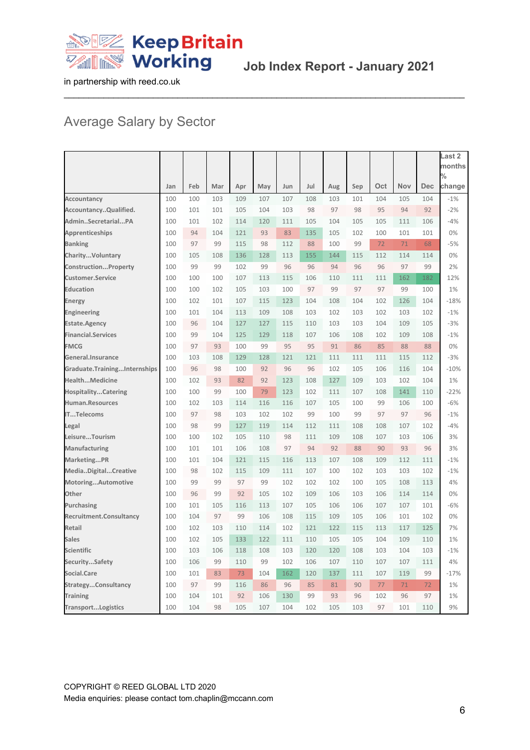Keep Britain Working

in partnership with reed.co.uk

Job Index Report - January 2021

## Average Salary by Sector

| | Jan | Feb | Mar | Apr | May | Jun | Jul | Aug | Sep | Oct | Nov | Dec | Last 2 months % change |
|---|---|---|---|---|---|---|---|---|---|---|---|---|---|
| Accountancy | 100 | 100 | 103 | 109 | 107 | 107 | 108 | 103 | 101 | 104 | 105 | 104 | -1% |
| Accountancy..Qualified. | 100 | 101 | 101 | 105 | 104 | 103 | 98 | 97 | 98 | 95 | 94 | 92 | -2% |
| Admin..Secretarial...PA | 100 | 101 | 102 | 114 | 120 | 111 | 105 | 104 | 105 | 105 | 111 | 106 | -4% |
| Apprenticeships | 100 | 94 | 104 | 121 | 93 | 83 | 135 | 105 | 102 | 100 | 101 | 101 | 0% |
| Banking | 100 | 97 | 99 | 115 | 98 | 112 | 88 | 100 | 99 | 72 | 71 | 68 | -5% |
| Charity...Voluntary | 100 | 105 | 108 | 136 | 128 | 113 | 155 | 144 | 115 | 112 | 114 | 114 | 0% |
| Construction...Property | 100 | 99 | 99 | 102 | 99 | 96 | 96 | 94 | 96 | 96 | 97 | 99 | 2% |
| Customer.Service | 100 | 100 | 100 | 107 | 113 | 115 | 106 | 110 | 111 | 111 | 162 | 182 | 12% |
| Education | 100 | 100 | 102 | 105 | 103 | 100 | 97 | 99 | 97 | 97 | 99 | 100 | 1% |
| Energy | 100 | 102 | 101 | 107 | 115 | 123 | 104 | 108 | 104 | 102 | 126 | 104 | -18% |
| Engineering | 100 | 101 | 104 | 113 | 109 | 108 | 103 | 102 | 103 | 102 | 103 | 102 | -1% |
| Estate.Agency | 100 | 96 | 104 | 127 | 127 | 115 | 110 | 103 | 103 | 104 | 109 | 105 | -3% |
| Financial.Services | 100 | 99 | 104 | 125 | 129 | 118 | 107 | 106 | 108 | 102 | 109 | 108 | -1% |
| FMCG | 100 | 97 | 93 | 100 | 99 | 95 | 95 | 91 | 86 | 85 | 88 | 88 | 0% |
| General.Insurance | 100 | 103 | 108 | 129 | 128 | 121 | 121 | 111 | 111 | 111 | 115 | 112 | -3% |
| Graduate.Training...Internships | 100 | 96 | 98 | 100 | 92 | 96 | 96 | 102 | 105 | 106 | 116 | 104 | -10% |
| Health...Medicine | 100 | 102 | 93 | 82 | 92 | 123 | 108 | 127 | 109 | 103 | 102 | 104 | 1% |
| Hospitality...Catering | 100 | 100 | 99 | 100 | 79 | 123 | 102 | 111 | 107 | 108 | 141 | 110 | -22% |
| Human.Resources | 100 | 102 | 103 | 114 | 116 | 116 | 107 | 105 | 100 | 99 | 106 | 100 | -6% |
| IT...Telecoms | 100 | 97 | 98 | 103 | 102 | 102 | 99 | 100 | 99 | 97 | 97 | 96 | -1% |
| Legal | 100 | 98 | 99 | 127 | 119 | 114 | 112 | 111 | 108 | 108 | 107 | 102 | -4% |
| Leisure...Tourism | 100 | 100 | 102 | 105 | 110 | 98 | 111 | 109 | 108 | 107 | 103 | 106 | 3% |
| Manufacturing | 100 | 101 | 101 | 106 | 108 | 97 | 94 | 92 | 88 | 90 | 93 | 96 | 3% |
| Marketing...PR | 100 | 101 | 104 | 121 | 115 | 116 | 113 | 107 | 108 | 109 | 112 | 111 | -1% |
| Media..Digital...Creative | 100 | 98 | 102 | 115 | 109 | 111 | 107 | 100 | 102 | 103 | 103 | 102 | -1% |
| Motoring...Automotive | 100 | 99 | 99 | 97 | 99 | 102 | 102 | 102 | 100 | 105 | 108 | 113 | 4% |
| Other | 100 | 96 | 99 | 92 | 105 | 102 | 109 | 106 | 103 | 106 | 114 | 114 | 0% |
| Purchasing | 100 | 101 | 105 | 116 | 113 | 107 | 105 | 106 | 106 | 107 | 107 | 101 | -6% |
| Recruitment.Consultancy | 100 | 104 | 97 | 99 | 106 | 108 | 115 | 109 | 105 | 106 | 101 | 102 | 0% |
| Retail | 100 | 102 | 103 | 110 | 114 | 102 | 121 | 122 | 115 | 113 | 117 | 125 | 7% |
| Sales | 100 | 102 | 105 | 133 | 122 | 111 | 110 | 105 | 105 | 104 | 109 | 110 | 1% |
| Scientific | 100 | 103 | 106 | 118 | 108 | 103 | 120 | 120 | 108 | 103 | 104 | 103 | -1% |
| Security...Safety | 100 | 106 | 99 | 110 | 99 | 102 | 106 | 107 | 110 | 107 | 107 | 111 | 4% |
| Social.Care | 100 | 101 | 83 | 73 | 104 | 162 | 120 | 137 | 111 | 107 | 119 | 99 | -17% |
| Strategy...Consultancy | 100 | 97 | 99 | 116 | 86 | 96 | 85 | 81 | 90 | 77 | 71 | 72 | 1% |
| Training | 100 | 104 | 101 | 92 | 106 | 130 | 99 | 93 | 96 | 102 | 96 | 97 | 1% |
| Transport...Logistics | 100 | 104 | 98 | 105 | 107 | 104 | 102 | 105 | 103 | 97 | 101 | 110 | 9% |

COPYRIGHT © REED GLOBAL LTD 2020

Media enquiries: please contact tom.chaplin@mccann.com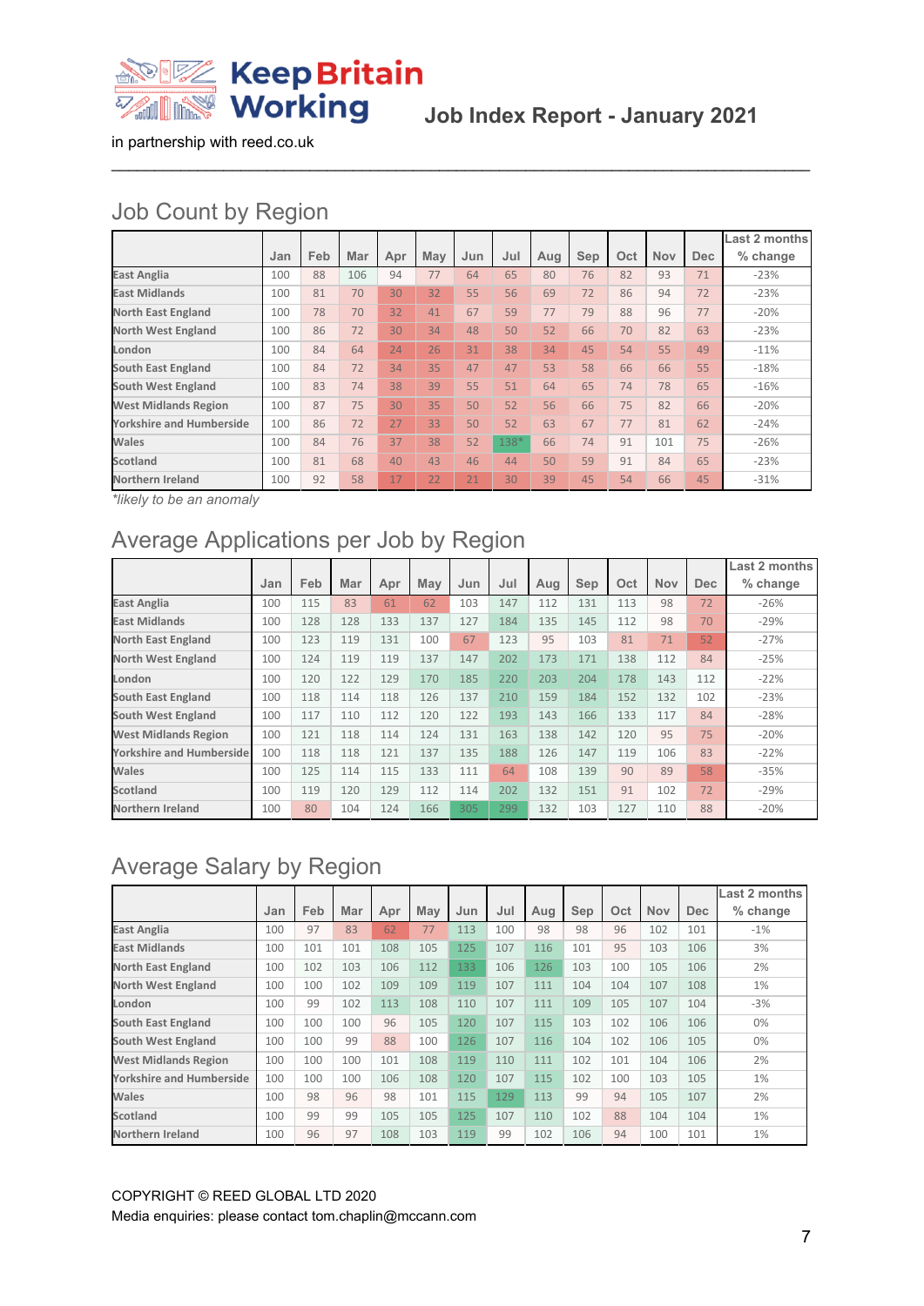Keep Britain Working

in partnership with reed.co.uk

**Job Index Report - January 2021**

## Job Count by Region

| | Jan | Feb | Mar | Apr | May | Jun | Jul | Aug | Sep | Oct | Nov | Dec | Last 2 months % change |
|---|---|---|---|---|---|---|---|---|---|---|---|---|---|
| East Anglia | 100 | 88 | 106 | 94 | 77 | 64 | 65 | 80 | 76 | 82 | 93 | 71 | -23% |
| East Midlands | 100 | 81 | 70 | 30 | 32 | 55 | 56 | 69 | 72 | 86 | 94 | 72 | -23% |
| North East England | 100 | 78 | 70 | 32 | 41 | 67 | 59 | 77 | 79 | 88 | 96 | 77 | -20% |
| North West England | 100 | 86 | 72 | 30 | 34 | 48 | 50 | 52 | 66 | 70 | 82 | 63 | -23% |
| London | 100 | 84 | 64 | 24 | 26 | 31 | 38 | 34 | 45 | 54 | 55 | 49 | -11% |
| South East England | 100 | 84 | 72 | 34 | 35 | 47 | 47 | 53 | 58 | 66 | 66 | 55 | -18% |
| South West England | 100 | 83 | 74 | 38 | 39 | 55 | 51 | 64 | 65 | 74 | 78 | 65 | -16% |
| West Midlands Region | 100 | 87 | 75 | 30 | 35 | 50 | 52 | 56 | 66 | 75 | 82 | 66 | -20% |
| Yorkshire and Humberside | 100 | 86 | 72 | 27 | 33 | 50 | 52 | 63 | 67 | 77 | 81 | 62 | -24% |
| Wales | 100 | 84 | 76 | 37 | 38 | 52 | 138* | 66 | 74 | 91 | 101 | 75 | -26% |
| Scotland | 100 | 81 | 68 | 40 | 43 | 46 | 44 | 50 | 59 | 91 | 84 | 65 | -23% |
| Northern Ireland | 100 | 92 | 58 | 17 | 22 | 21 | 30 | 39 | 45 | 54 | 66 | 45 | -31% |

*likely to be an anomaly

## Average Applications per Job by Region

| | Jan | Feb | Mar | Apr | May | Jun | Jul | Aug | Sep | Oct | Nov | Dec | Last 2 months % change |
|---|---|---|---|---|---|---|---|---|---|---|---|---|---|
| East Anglia | 100 | 115 | 83 | 61 | 62 | 103 | 147 | 112 | 131 | 113 | 98 | 72 | -26% |
| East Midlands | 100 | 128 | 128 | 133 | 137 | 127 | 184 | 135 | 145 | 112 | 98 | 70 | -29% |
| North East England | 100 | 123 | 119 | 131 | 100 | 67 | 123 | 95 | 103 | 81 | 71 | 52 | -27% |
| North West England | 100 | 124 | 119 | 119 | 137 | 147 | 202 | 173 | 171 | 138 | 112 | 84 | -25% |
| London | 100 | 120 | 122 | 129 | 170 | 185 | 220 | 203 | 204 | 178 | 143 | 112 | -22% |
| South East England | 100 | 118 | 114 | 118 | 126 | 137 | 210 | 159 | 184 | 152 | 132 | 102 | -23% |
| South West England | 100 | 117 | 110 | 112 | 120 | 122 | 193 | 143 | 166 | 133 | 117 | 84 | -28% |
| West Midlands Region | 100 | 121 | 118 | 114 | 124 | 131 | 163 | 138 | 142 | 120 | 95 | 75 | -20% |
| Yorkshire and Humberside | 100 | 118 | 118 | 121 | 137 | 135 | 188 | 126 | 147 | 119 | 106 | 83 | -22% |
| Wales | 100 | 125 | 114 | 115 | 133 | 111 | 64 | 108 | 139 | 90 | 89 | 58 | -35% |
| Scotland | 100 | 119 | 120 | 129 | 112 | 114 | 202 | 132 | 151 | 91 | 102 | 72 | -29% |
| Northern Ireland | 100 | 80 | 104 | 124 | 166 | 305 | 299 | 132 | 103 | 127 | 110 | 88 | -20% |

## Average Salary by Region

| | Jan | Feb | Mar | Apr | May | Jun | Jul | Aug | Sep | Oct | Nov | Dec | Last 2 months % change |
|---|---|---|---|---|---|---|---|---|---|---|---|---|---|
| East Anglia | 100 | 97 | 83 | 62 | 77 | 113 | 100 | 98 | 98 | 96 | 102 | 101 | -1% |
| East Midlands | 100 | 101 | 101 | 108 | 105 | 125 | 107 | 116 | 101 | 95 | 103 | 106 | 3% |
| North East England | 100 | 102 | 103 | 106 | 112 | 133 | 106 | 126 | 103 | 100 | 105 | 106 | 2% |
| North West England | 100 | 100 | 102 | 109 | 109 | 119 | 107 | 111 | 104 | 104 | 107 | 108 | 1% |
| London | 100 | 99 | 102 | 113 | 108 | 110 | 107 | 111 | 109 | 105 | 107 | 104 | -3% |
| South East England | 100 | 100 | 100 | 96 | 105 | 120 | 107 | 115 | 103 | 102 | 106 | 106 | 0% |
| South West England | 100 | 100 | 99 | 88 | 100 | 126 | 107 | 116 | 104 | 102 | 106 | 105 | 0% |
| West Midlands Region | 100 | 100 | 100 | 101 | 108 | 119 | 110 | 111 | 102 | 101 | 104 | 106 | 2% |
| Yorkshire and Humberside | 100 | 100 | 100 | 106 | 108 | 120 | 107 | 115 | 102 | 100 | 103 | 105 | 1% |
| Wales | 100 | 98 | 96 | 98 | 101 | 115 | 129 | 113 | 99 | 94 | 105 | 107 | 2% |
| Scotland | 100 | 99 | 99 | 105 | 105 | 125 | 107 | 110 | 102 | 88 | 104 | 104 | 1% |
| Northern Ireland | 100 | 96 | 97 | 108 | 103 | 119 | 99 | 102 | 106 | 94 | 100 | 101 | 1% |

COPYRIGHT © REED GLOBAL LTD 2020
Media enquiries: please contact tom.chaplin@mccann.com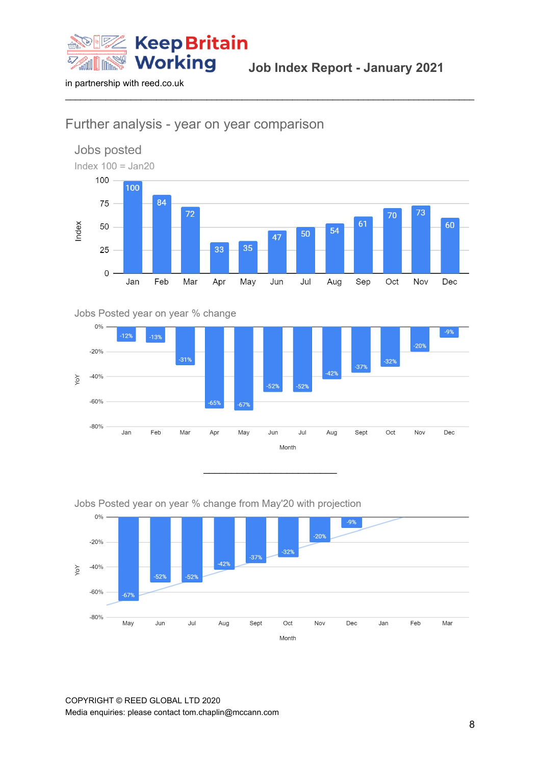# Further analysis - year on year comparison

## Jobs posted

Index 100 = Jan20

| Month | Index |
|---|---|
| Jan | 100 |
| Feb | 84 |
| Mar | 72 |
| Apr | 33 |
| May | 35 |
| Jun | 47 |
| Jul | 50 |
| Aug | 54 |
| Sep | 61 |
| Oct | 70 |
| Nov | 73 |
| Dec | 60 |

## Jobs Posted year on year % change

| Month | YoY |
|---|---|
| Jan | -12% |
| Feb | -13% |
| Mar | -31% |
| Apr | -65% |
| May | -67% |
| Jun | -52% |
| Jul | -52% |
| Aug | -42% |
| Sept | -37% |
| Oct | -32% |
| Nov | -20% |
| Dec | -9% |

## Jobs Posted year on year % change from May'20 with projection

| Month | YoY |
|---|---|
| May | -67% |
| Jun | -52% |
| Jul | -52% |
| Aug | -42% |
| Sept | -37% |
| Oct | -32% |
| Nov | -20% |
| Dec | -9% |
| Jan | |
| Feb | |
| Mar | |

COPYRIGHT © REED GLOBAL LTD 2020
Media enquiries: please contact tom.chaplin@mccann.com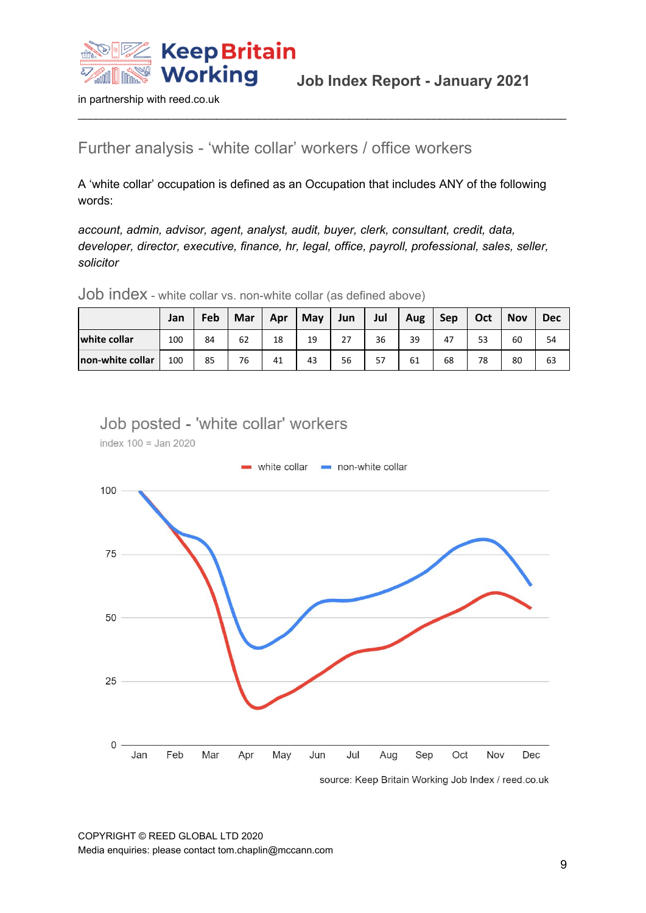## Further analysis - 'white collar' workers / office workers

A 'white collar' occupation is defined as an Occupation that includes ANY of the following words:

*account, admin, advisor, agent, analyst, audit, buyer, clerk, consultant, credit, data, developer, director, executive, finance, hr, legal, office, payroll, professional, sales, seller, solicitor*

### Job index - white collar vs. non-white collar (as defined above)

| | Jan | Feb | Mar | Apr | May | Jun | Jul | Aug | Sep | Oct | Nov | Dec |
|---|---|---|---|---|---|---|---|---|---|---|---|---|
| **white collar** | 100 | 84 | 62 | 18 | 19 | 27 | 36 | 39 | 47 | 53 | 60 | 54 |
| **non-white collar** | 100 | 85 | 76 | 41 | 43 | 56 | 57 | 61 | 68 | 78 | 80 | 63 |

### Job posted - 'white collar' workers

index 100 = Jan 2020

source: Keep Britain Working Job Index / reed.co.uk

COPYRIGHT © REED GLOBAL LTD 2020
Media enquiries: please contact tom.chaplin@mccann.com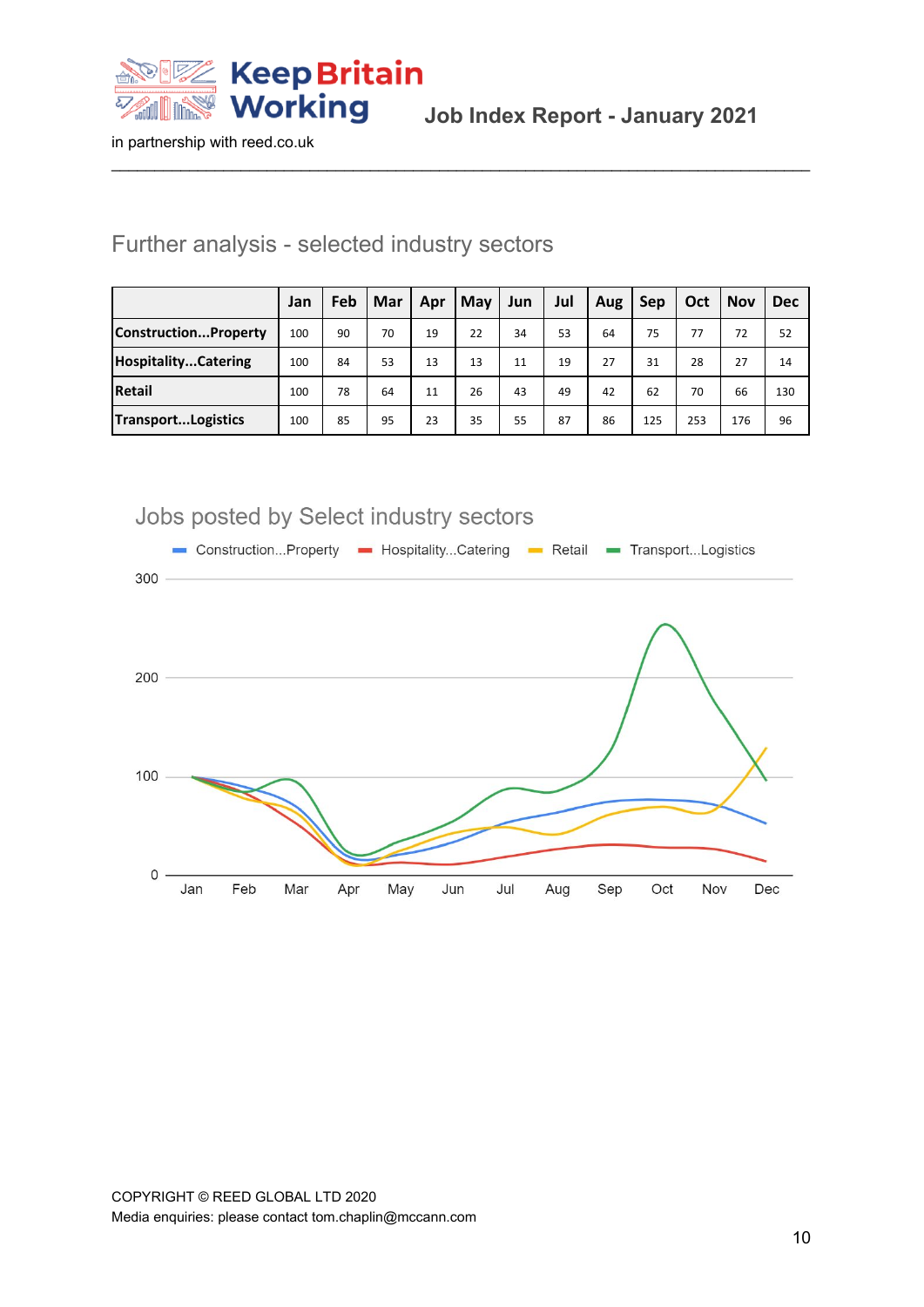## Further analysis - selected industry sectors

| | Jan | Feb | Mar | Apr | May | Jun | Jul | Aug | Sep | Oct | Nov | Dec |
|---|---|---|---|---|---|---|---|---|---|---|---|---|
| **Construction...Property** | 100 | 90 | 70 | 19 | 22 | 34 | 53 | 64 | 75 | 77 | 72 | 52 |
| **Hospitality...Catering** | 100 | 84 | 53 | 13 | 13 | 11 | 19 | 27 | 31 | 28 | 27 | 14 |
| **Retail** | 100 | 78 | 64 | 11 | 26 | 43 | 49 | 42 | 62 | 70 | 66 | 130 |
| **Transport...Logistics** | 100 | 85 | 95 | 23 | 35 | 55 | 87 | 86 | 125 | 253 | 176 | 96 |

Jobs posted by Select industry sectors

Construction...Property
Hospitality...Catering
Retail
Transport...Logistics

300
200
100
0

Jan Feb Mar Apr May Jun Jul Aug Sep Oct Nov Dec

COPYRIGHT © REED GLOBAL LTD 2020
Media enquiries: please contact tom.chaplin@mccann.com